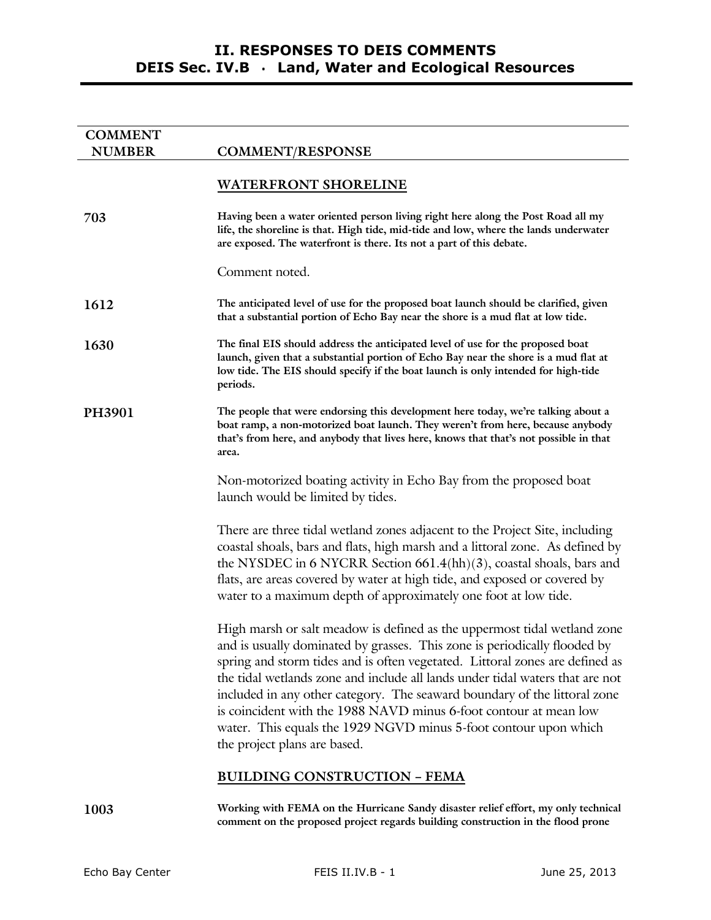# II. RESPONSES TO DEIS COMMENTS
## DEIS Sec. IV.B · Land, Water and Ecological Resources

| COMMENT NUMBER | COMMENT/RESPONSE |
|---|---|

### WATERFRONT SHORELINE

**703** — **Having been a water oriented person living right here along the Post Road all my life, the shoreline is that. High tide, mid-tide and low, where the lands underwater are exposed. The waterfront is there. Its not a part of this debate.**

Comment noted.

**1612** — **The anticipated level of use for the proposed boat launch should be clarified, given that a substantial portion of Echo Bay near the shore is a mud flat at low tide.**

**1630** — **The final EIS should address the anticipated level of use for the proposed boat launch, given that a substantial portion of Echo Bay near the shore is a mud flat at low tide. The EIS should specify if the boat launch is only intended for high-tide periods.**

**PH3901** — **The people that were endorsing this development here today, we're talking about a boat ramp, a non-motorized boat launch. They weren't from here, because anybody that's from here, and anybody that lives here, knows that that's not possible in that area.**

Non-motorized boating activity in Echo Bay from the proposed boat launch would be limited by tides.

There are three tidal wetland zones adjacent to the Project Site, including coastal shoals, bars and flats, high marsh and a littoral zone. As defined by the NYSDEC in 6 NYCRR Section 661.4(hh)(3), coastal shoals, bars and flats, are areas covered by water at high tide, and exposed or covered by water to a maximum depth of approximately one foot at low tide.

High marsh or salt meadow is defined as the uppermost tidal wetland zone and is usually dominated by grasses. This zone is periodically flooded by spring and storm tides and is often vegetated. Littoral zones are defined as the tidal wetlands zone and include all lands under tidal waters that are not included in any other category. The seaward boundary of the littoral zone is coincident with the 1988 NAVD minus 6-foot contour at mean low water. This equals the 1929 NGVD minus 5-foot contour upon which the project plans are based.

### BUILDING CONSTRUCTION – FEMA

**1003** — **Working with FEMA on the Hurricane Sandy disaster relief effort, my only technical comment on the proposed project regards building construction in the flood prone**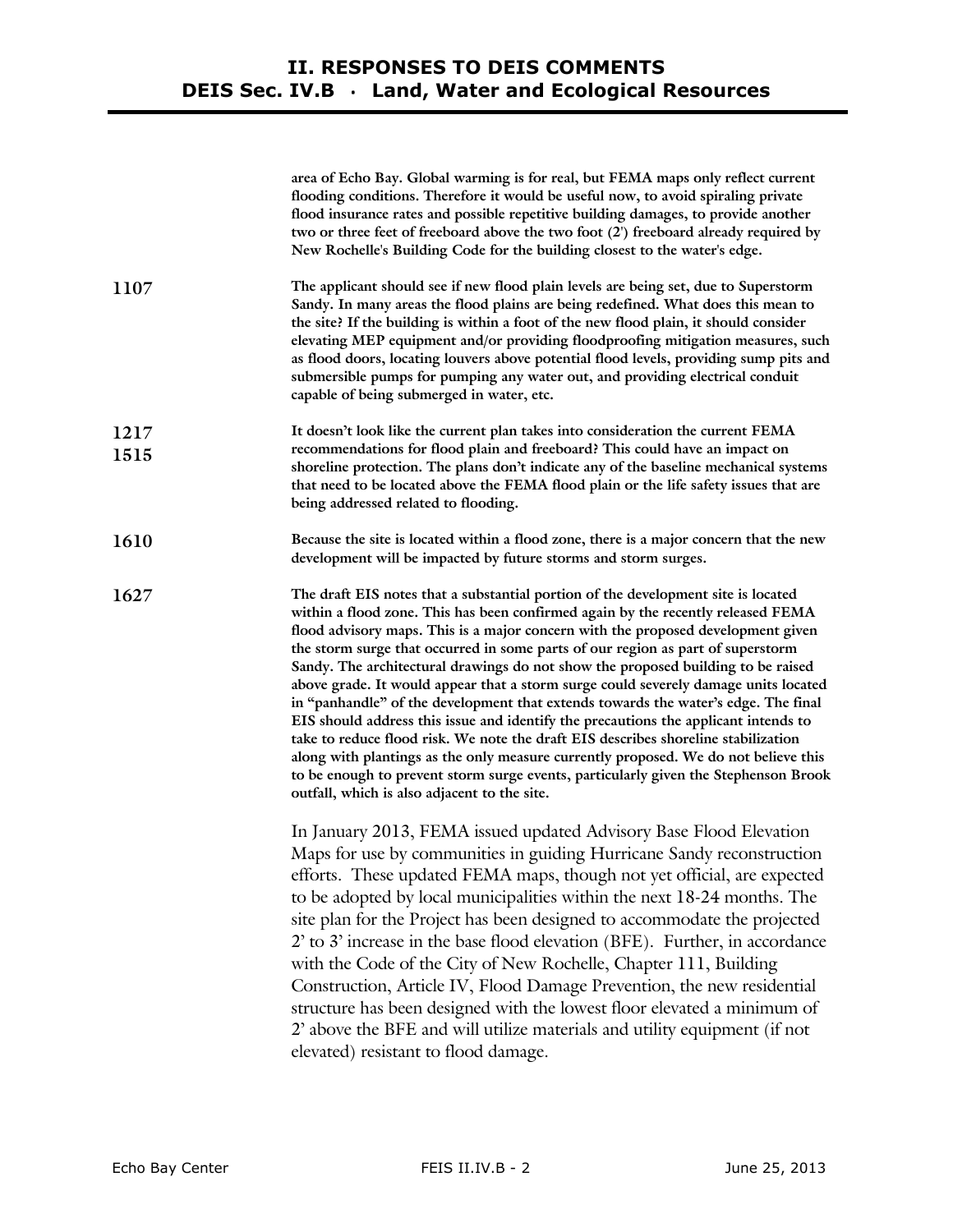**area of Echo Bay. Global warming is for real, but FEMA maps only reflect current flooding conditions. Therefore it would be useful now, to avoid spiraling private flood insurance rates and possible repetitive building damages, to provide another two or three feet of freeboard above the two foot (2') freeboard already required by New Rochelle's Building Code for the building closest to the water's edge.**

**1107** **The applicant should see if new flood plain levels are being set, due to Superstorm Sandy. In many areas the flood plains are being redefined. What does this mean to the site? If the building is within a foot of the new flood plain, it should consider elevating MEP equipment and/or providing floodproofing mitigation measures, such as flood doors, locating louvers above potential flood levels, providing sump pits and submersible pumps for pumping any water out, and providing electrical conduit capable of being submerged in water, etc.**

**1217**
**1515** **It doesn't look like the current plan takes into consideration the current FEMA recommendations for flood plain and freeboard? This could have an impact on shoreline protection. The plans don't indicate any of the baseline mechanical systems that need to be located above the FEMA flood plain or the life safety issues that are being addressed related to flooding.**

**1610** **Because the site is located within a flood zone, there is a major concern that the new development will be impacted by future storms and storm surges.**

**1627** **The draft EIS notes that a substantial portion of the development site is located within a flood zone. This has been confirmed again by the recently released FEMA flood advisory maps. This is a major concern with the proposed development given the storm surge that occurred in some parts of our region as part of superstorm Sandy. The architectural drawings do not show the proposed building to be raised above grade. It would appear that a storm surge could severely damage units located in "panhandle" of the development that extends towards the water's edge. The final EIS should address this issue and identify the precautions the applicant intends to take to reduce flood risk. We note the draft EIS describes shoreline stabilization along with plantings as the only measure currently proposed. We do not believe this to be enough to prevent storm surge events, particularly given the Stephenson Brook outfall, which is also adjacent to the site.**

In January 2013, FEMA issued updated Advisory Base Flood Elevation Maps for use by communities in guiding Hurricane Sandy reconstruction efforts. These updated FEMA maps, though not yet official, are expected to be adopted by local municipalities within the next 18-24 months. The site plan for the Project has been designed to accommodate the projected 2' to 3' increase in the base flood elevation (BFE). Further, in accordance with the Code of the City of New Rochelle, Chapter 111, Building Construction, Article IV, Flood Damage Prevention, the new residential structure has been designed with the lowest floor elevated a minimum of 2' above the BFE and will utilize materials and utility equipment (if not elevated) resistant to flood damage.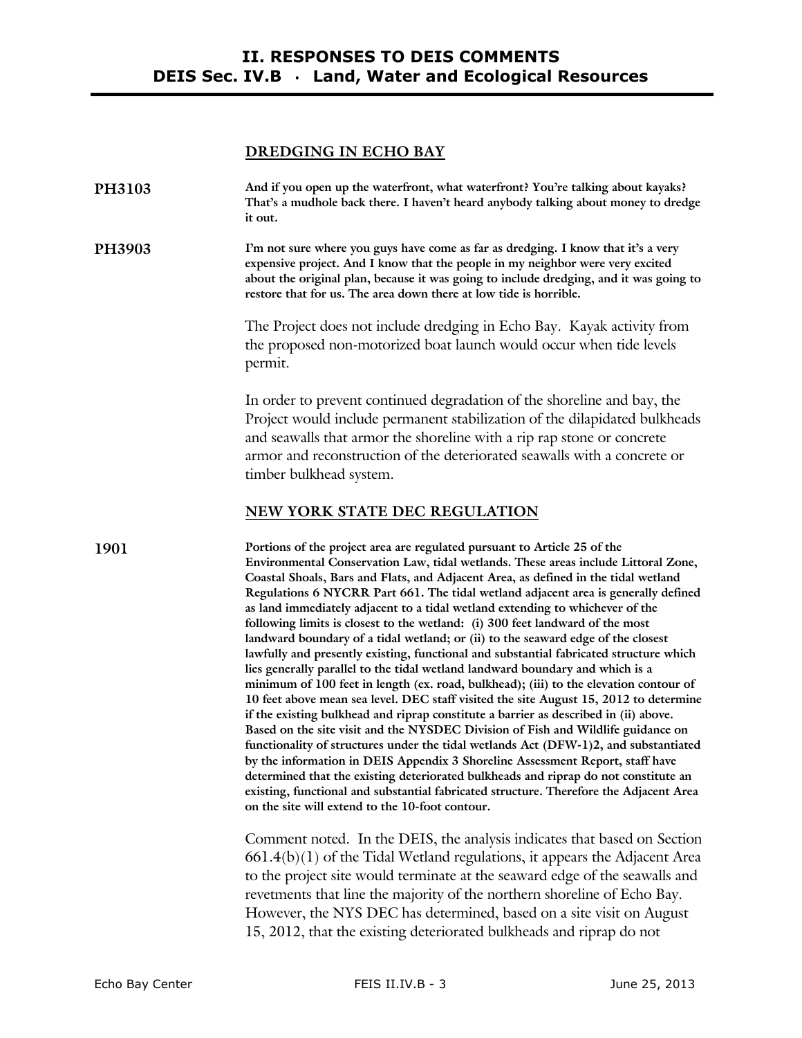## DREDGING IN ECHO BAY

**PH3103** **And if you open up the waterfront, what waterfront? You're talking about kayaks? That's a mudhole back there. I haven't heard anybody talking about money to dredge it out.**

**PH3903** **I'm not sure where you guys have come as far as dredging. I know that it's a very expensive project. And I know that the people in my neighbor were very excited about the original plan, because it was going to include dredging, and it was going to restore that for us. The area down there at low tide is horrible.**

The Project does not include dredging in Echo Bay. Kayak activity from the proposed non-motorized boat launch would occur when tide levels permit.

In order to prevent continued degradation of the shoreline and bay, the Project would include permanent stabilization of the dilapidated bulkheads and seawalls that armor the shoreline with a rip rap stone or concrete armor and reconstruction of the deteriorated seawalls with a concrete or timber bulkhead system.

## NEW YORK STATE DEC REGULATION

**1901** **Portions of the project area are regulated pursuant to Article 25 of the Environmental Conservation Law, tidal wetlands. These areas include Littoral Zone, Coastal Shoals, Bars and Flats, and Adjacent Area, as defined in the tidal wetland Regulations 6 NYCRR Part 661. The tidal wetland adjacent area is generally defined as land immediately adjacent to a tidal wetland extending to whichever of the following limits is closest to the wetland: (i) 300 feet landward of the most landward boundary of a tidal wetland; or (ii) to the seaward edge of the closest lawfully and presently existing, functional and substantial fabricated structure which lies generally parallel to the tidal wetland landward boundary and which is a minimum of 100 feet in length (ex. road, bulkhead); (iii) to the elevation contour of 10 feet above mean sea level. DEC staff visited the site August 15, 2012 to determine if the existing bulkhead and riprap constitute a barrier as described in (ii) above. Based on the site visit and the NYSDEC Division of Fish and Wildlife guidance on functionality of structures under the tidal wetlands Act (DFW-1)2, and substantiated by the information in DEIS Appendix 3 Shoreline Assessment Report, staff have determined that the existing deteriorated bulkheads and riprap do not constitute an existing, functional and substantial fabricated structure. Therefore the Adjacent Area on the site will extend to the 10-foot contour.**

Comment noted. In the DEIS, the analysis indicates that based on Section 661.4(b)(1) of the Tidal Wetland regulations, it appears the Adjacent Area to the project site would terminate at the seaward edge of the seawalls and revetments that line the majority of the northern shoreline of Echo Bay. However, the NYS DEC has determined, based on a site visit on August 15, 2012, that the existing deteriorated bulkheads and riprap do not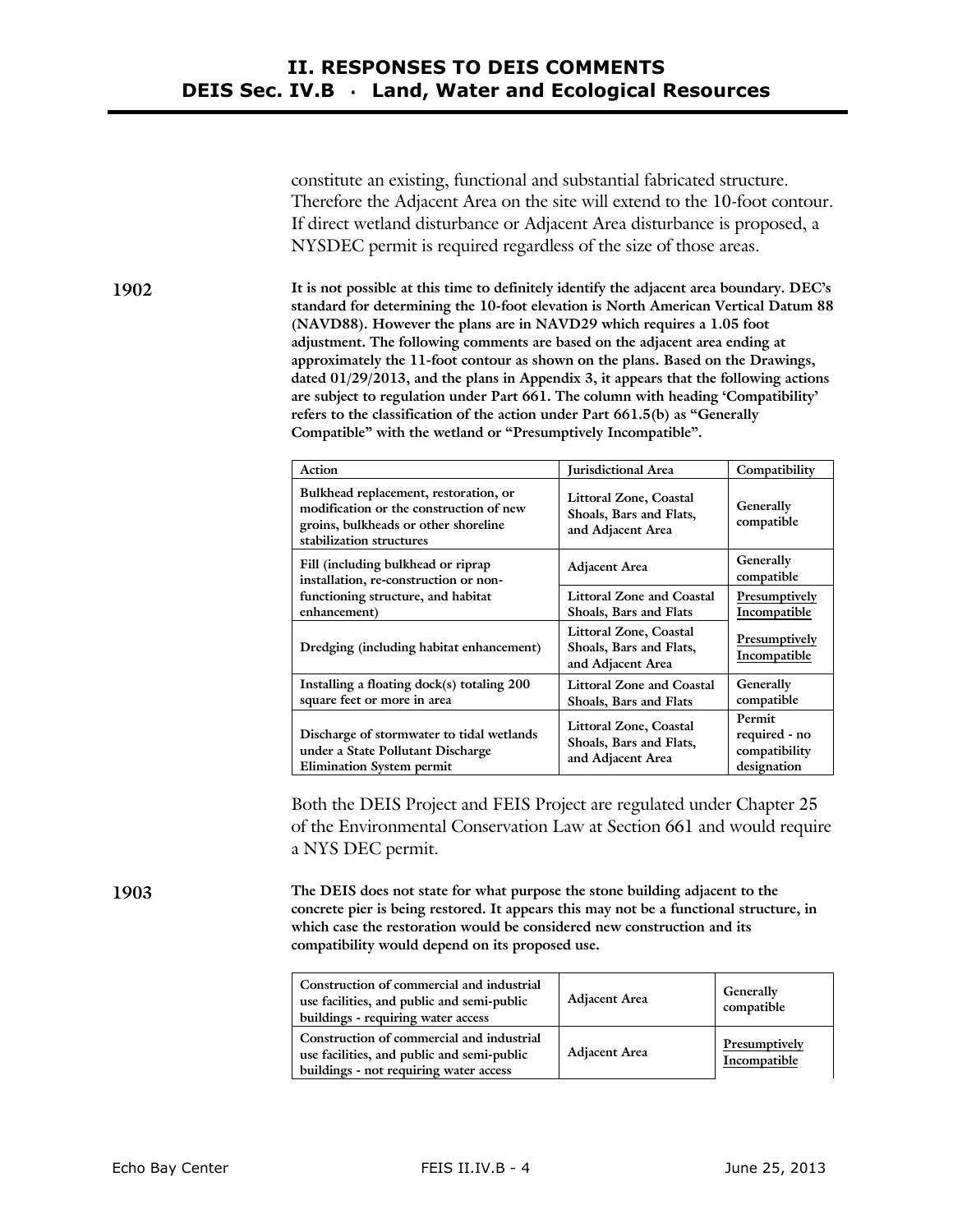constitute an existing, functional and substantial fabricated structure. Therefore the Adjacent Area on the site will extend to the 10-foot contour. If direct wetland disturbance or Adjacent Area disturbance is proposed, a NYSDEC permit is required regardless of the size of those areas.

**1902** **It is not possible at this time to definitely identify the adjacent area boundary. DEC's standard for determining the 10-foot elevation is North American Vertical Datum 88 (NAVD88). However the plans are in NAVD29 which requires a 1.05 foot adjustment. The following comments are based on the adjacent area ending at approximately the 11-foot contour as shown on the plans. Based on the Drawings, dated 01/29/2013, and the plans in Appendix 3, it appears that the following actions are subject to regulation under Part 661. The column with heading 'Compatibility' refers to the classification of the action under Part 661.5(b) as "Generally Compatible" with the wetland or "Presumptively Incompatible".**

| Action | Jurisdictional Area | Compatibility |
|---|---|---|
| Bulkhead replacement, restoration, or modification or the construction of new groins, bulkheads or other shoreline stabilization structures | Littoral Zone, Coastal Shoals, Bars and Flats, and Adjacent Area | Generally compatible |
| Fill (including bulkhead or riprap installation, re-construction or non-functioning structure, and habitat enhancement) | Adjacent Area | Generally compatible |
| | Littoral Zone and Coastal Shoals, Bars and Flats | Presumptively Incompatible |
| Dredging (including habitat enhancement) | Littoral Zone, Coastal Shoals, Bars and Flats, and Adjacent Area | Presumptively Incompatible |
| Installing a floating dock(s) totaling 200 square feet or more in area | Littoral Zone and Coastal Shoals, Bars and Flats | Generally compatible |
| Discharge of stormwater to tidal wetlands under a State Pollutant Discharge Elimination System permit | Littoral Zone, Coastal Shoals, Bars and Flats, and Adjacent Area | Permit required - no compatibility designation |

Both the DEIS Project and FEIS Project are regulated under Chapter 25 of the Environmental Conservation Law at Section 661 and would require a NYS DEC permit.

**1903** **The DEIS does not state for what purpose the stone building adjacent to the concrete pier is being restored. It appears this may not be a functional structure, in which case the restoration would be considered new construction and its compatibility would depend on its proposed use.**

| Action | Jurisdictional Area | Compatibility |
|---|---|---|
| Construction of commercial and industrial use facilities, and public and semi-public buildings - requiring water access | Adjacent Area | Generally compatible |
| Construction of commercial and industrial use facilities, and public and semi-public buildings - not requiring water access | Adjacent Area | Presumptively Incompatible |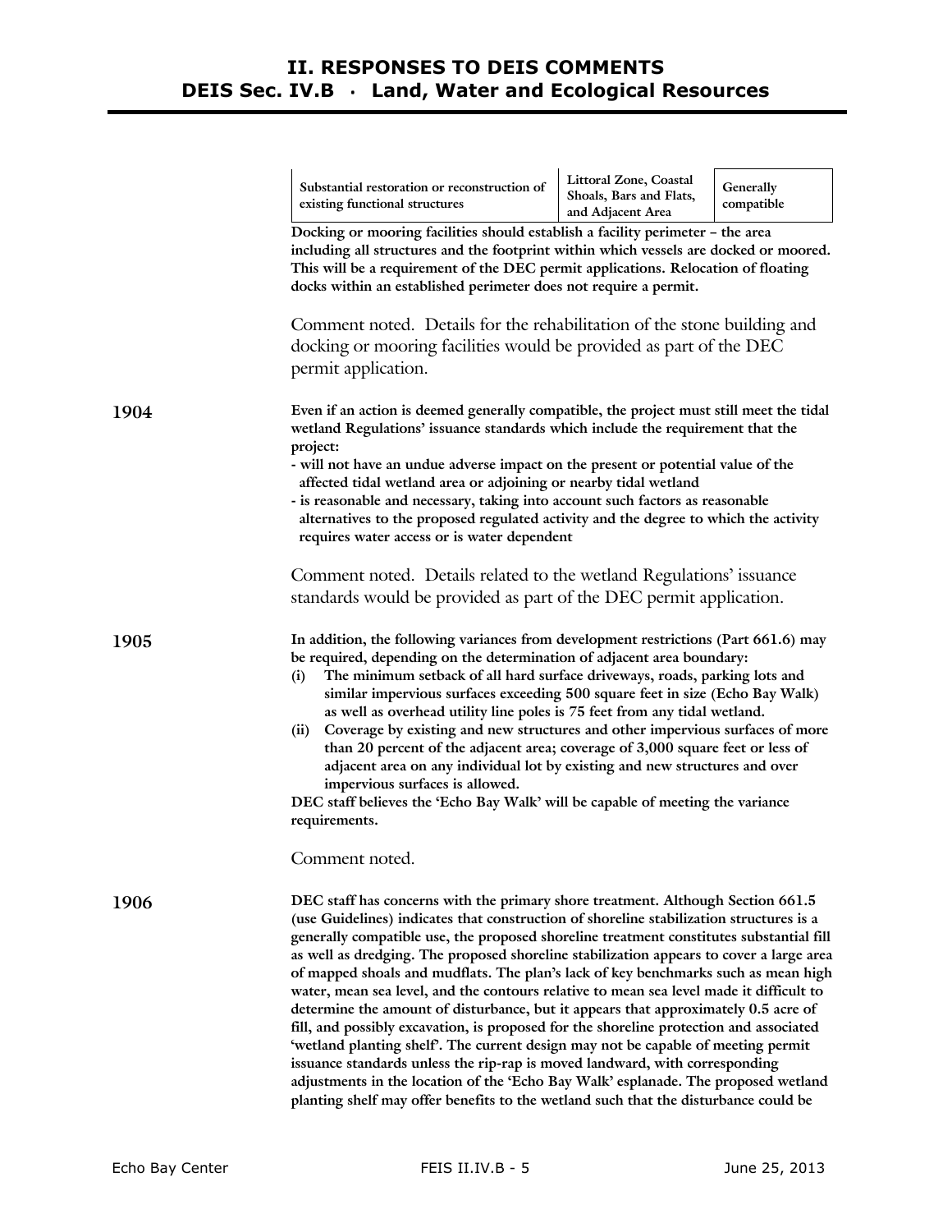| Substantial restoration or reconstruction of existing functional structures | Littoral Zone, Coastal Shoals, Bars and Flats, and Adjacent Area | Generally compatible |
|---|---|---|

**Docking or mooring facilities should establish a facility perimeter – the area including all structures and the footprint within which vessels are docked or moored. This will be a requirement of the DEC permit applications. Relocation of floating docks within an established perimeter does not require a permit.**

Comment noted. Details for the rehabilitation of the stone building and docking or mooring facilities would be provided as part of the DEC permit application.

**1904**

**Even if an action is deemed generally compatible, the project must still meet the tidal wetland Regulations' issuance standards which include the requirement that the project:**
**- will not have an undue adverse impact on the present or potential value of the affected tidal wetland area or adjoining or nearby tidal wetland**
**- is reasonable and necessary, taking into account such factors as reasonable alternatives to the proposed regulated activity and the degree to which the activity requires water access or is water dependent**

Comment noted. Details related to the wetland Regulations' issuance standards would be provided as part of the DEC permit application.

**1905**

**In addition, the following variances from development restrictions (Part 661.6) may be required, depending on the determination of adjacent area boundary:**
**(i) The minimum setback of all hard surface driveways, roads, parking lots and similar impervious surfaces exceeding 500 square feet in size (Echo Bay Walk) as well as overhead utility line poles is 75 feet from any tidal wetland.**
**(ii) Coverage by existing and new structures and other impervious surfaces of more than 20 percent of the adjacent area; coverage of 3,000 square feet or less of adjacent area on any individual lot by existing and new structures and over impervious surfaces is allowed.**
**DEC staff believes the 'Echo Bay Walk' will be capable of meeting the variance requirements.**

Comment noted.

**1906**

**DEC staff has concerns with the primary shore treatment. Although Section 661.5 (use Guidelines) indicates that construction of shoreline stabilization structures is a generally compatible use, the proposed shoreline treatment constitutes substantial fill as well as dredging. The proposed shoreline stabilization appears to cover a large area of mapped shoals and mudflats. The plan's lack of key benchmarks such as mean high water, mean sea level, and the contours relative to mean sea level made it difficult to determine the amount of disturbance, but it appears that approximately 0.5 acre of fill, and possibly excavation, is proposed for the shoreline protection and associated 'wetland planting shelf'. The current design may not be capable of meeting permit issuance standards unless the rip-rap is moved landward, with corresponding adjustments in the location of the 'Echo Bay Walk' esplanade. The proposed wetland planting shelf may offer benefits to the wetland such that the disturbance could be**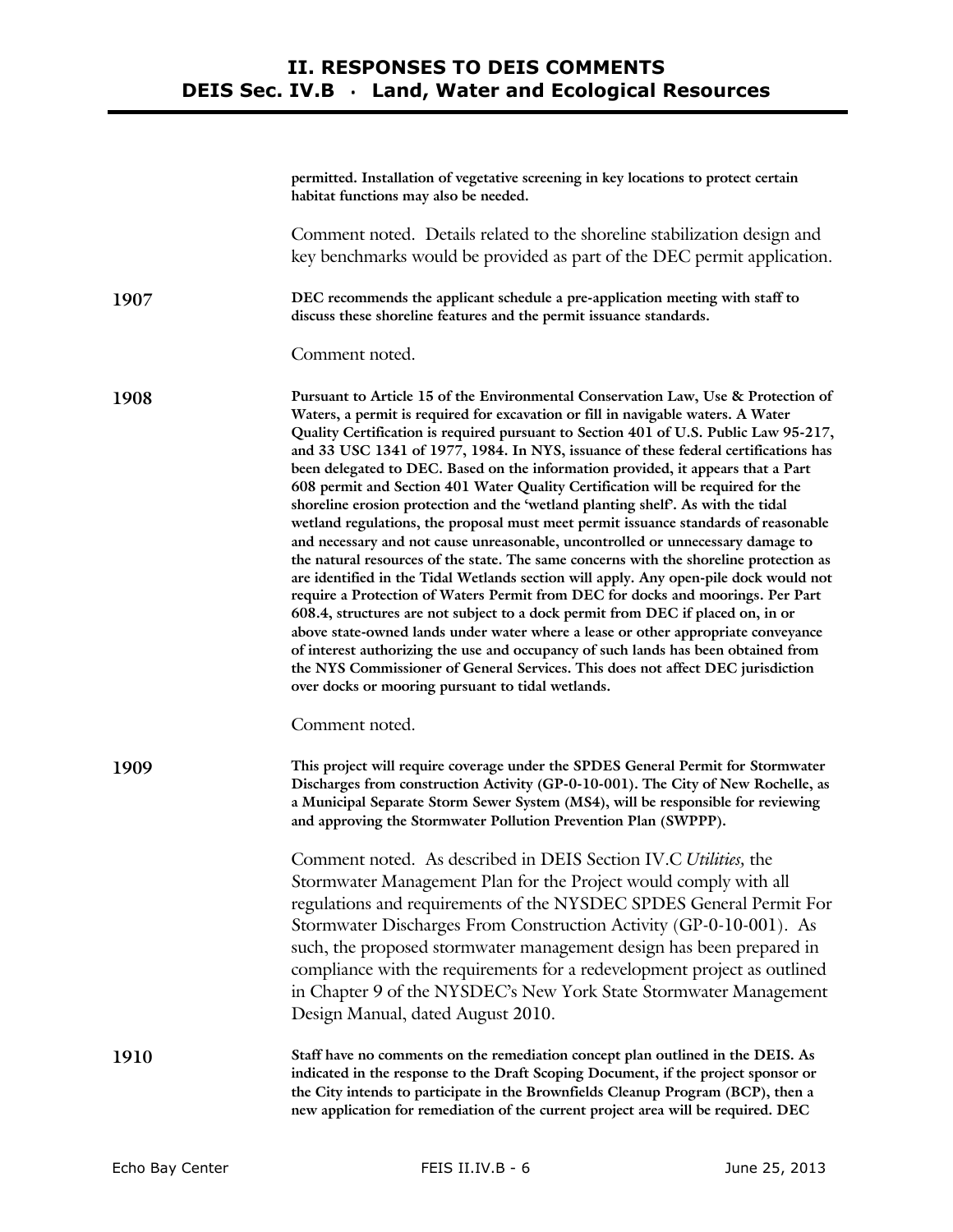**permitted. Installation of vegetative screening in key locations to protect certain habitat functions may also be needed.**

Comment noted. Details related to the shoreline stabilization design and key benchmarks would be provided as part of the DEC permit application.

**1907** **DEC recommends the applicant schedule a pre-application meeting with staff to discuss these shoreline features and the permit issuance standards.**

Comment noted.

**1908** **Pursuant to Article 15 of the Environmental Conservation Law, Use & Protection of Waters, a permit is required for excavation or fill in navigable waters. A Water Quality Certification is required pursuant to Section 401 of U.S. Public Law 95-217, and 33 USC 1341 of 1977, 1984. In NYS, issuance of these federal certifications has been delegated to DEC. Based on the information provided, it appears that a Part 608 permit and Section 401 Water Quality Certification will be required for the shoreline erosion protection and the 'wetland planting shelf'. As with the tidal wetland regulations, the proposal must meet permit issuance standards of reasonable and necessary and not cause unreasonable, uncontrolled or unnecessary damage to the natural resources of the state. The same concerns with the shoreline protection as are identified in the Tidal Wetlands section will apply. Any open-pile dock would not require a Protection of Waters Permit from DEC for docks and moorings. Per Part 608.4, structures are not subject to a dock permit from DEC if placed on, in or above state-owned lands under water where a lease or other appropriate conveyance of interest authorizing the use and occupancy of such lands has been obtained from the NYS Commissioner of General Services. This does not affect DEC jurisdiction over docks or mooring pursuant to tidal wetlands.**

Comment noted.

**1909** **This project will require coverage under the SPDES General Permit for Stormwater Discharges from construction Activity (GP-0-10-001). The City of New Rochelle, as a Municipal Separate Storm Sewer System (MS4), will be responsible for reviewing and approving the Stormwater Pollution Prevention Plan (SWPPP).**

Comment noted. As described in DEIS Section IV.C *Utilities,* the Stormwater Management Plan for the Project would comply with all regulations and requirements of the NYSDEC SPDES General Permit For Stormwater Discharges From Construction Activity (GP-0-10-001). As such, the proposed stormwater management design has been prepared in compliance with the requirements for a redevelopment project as outlined in Chapter 9 of the NYSDEC's New York State Stormwater Management Design Manual, dated August 2010.

**1910** **Staff have no comments on the remediation concept plan outlined in the DEIS. As indicated in the response to the Draft Scoping Document, if the project sponsor or the City intends to participate in the Brownfields Cleanup Program (BCP), then a new application for remediation of the current project area will be required. DEC**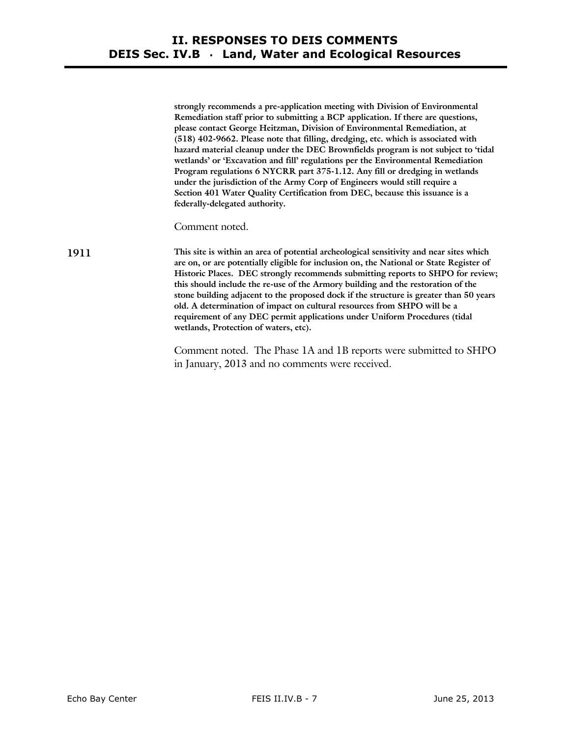**strongly recommends a pre-application meeting with Division of Environmental Remediation staff prior to submitting a BCP application. If there are questions, please contact George Heitzman, Division of Environmental Remediation, at (518) 402-9662. Please note that filling, dredging, etc. which is associated with hazard material cleanup under the DEC Brownfields program is not subject to 'tidal wetlands' or 'Excavation and fill' regulations per the Environmental Remediation Program regulations 6 NYCRR part 375-1.12. Any fill or dredging in wetlands under the jurisdiction of the Army Corp of Engineers would still require a Section 401 Water Quality Certification from DEC, because this issuance is a federally-delegated authority.**

Comment noted.

**1911** **This site is within an area of potential archeological sensitivity and near sites which are on, or are potentially eligible for inclusion on, the National or State Register of Historic Places. DEC strongly recommends submitting reports to SHPO for review; this should include the re-use of the Armory building and the restoration of the stone building adjacent to the proposed dock if the structure is greater than 50 years old. A determination of impact on cultural resources from SHPO will be a requirement of any DEC permit applications under Uniform Procedures (tidal wetlands, Protection of waters, etc).**

Comment noted. The Phase 1A and 1B reports were submitted to SHPO in January, 2013 and no comments were received.